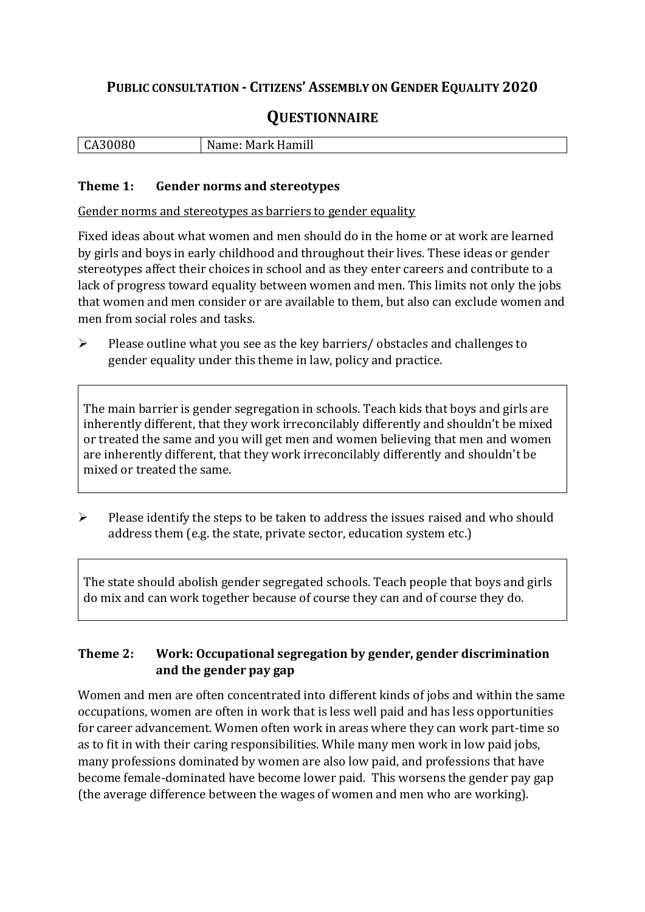# Public consultation - Citizens' Assembly on Gender Equality 2020

## Questionnaire

| CA30080 | Name: Mark Hamill |
| --- | --- |

### Theme 1: Gender norms and stereotypes

<u>Gender norms and stereotypes as barriers to gender equality</u>

Fixed ideas about what women and men should do in the home or at work are learned by girls and boys in early childhood and throughout their lives. These ideas or gender stereotypes affect their choices in school and as they enter careers and contribute to a lack of progress toward equality between women and men. This limits not only the jobs that women and men consider or are available to them, but also can exclude women and men from social roles and tasks.

- Please outline what you see as the key barriers/ obstacles and challenges to gender equality under this theme in law, policy and practice.

> The main barrier is gender segregation in schools. Teach kids that boys and girls are inherently different, that they work irreconcilably differently and shouldn't be mixed or treated the same and you will get men and women believing that men and women are inherently different, that they work irreconcilably differently and shouldn't be mixed or treated the same.

- Please identify the steps to be taken to address the issues raised and who should address them (e.g. the state, private sector, education system etc.)

> The state should abolish gender segregated schools. Teach people that boys and girls do mix and can work together because of course they can and of course they do.

### Theme 2: Work: Occupational segregation by gender, gender discrimination and the gender pay gap

Women and men are often concentrated into different kinds of jobs and within the same occupations, women are often in work that is less well paid and has less opportunities for career advancement. Women often work in areas where they can work part-time so as to fit in with their caring responsibilities. While many men work in low paid jobs, many professions dominated by women are also low paid, and professions that have become female-dominated have become lower paid. This worsens the gender pay gap (the average difference between the wages of women and men who are working).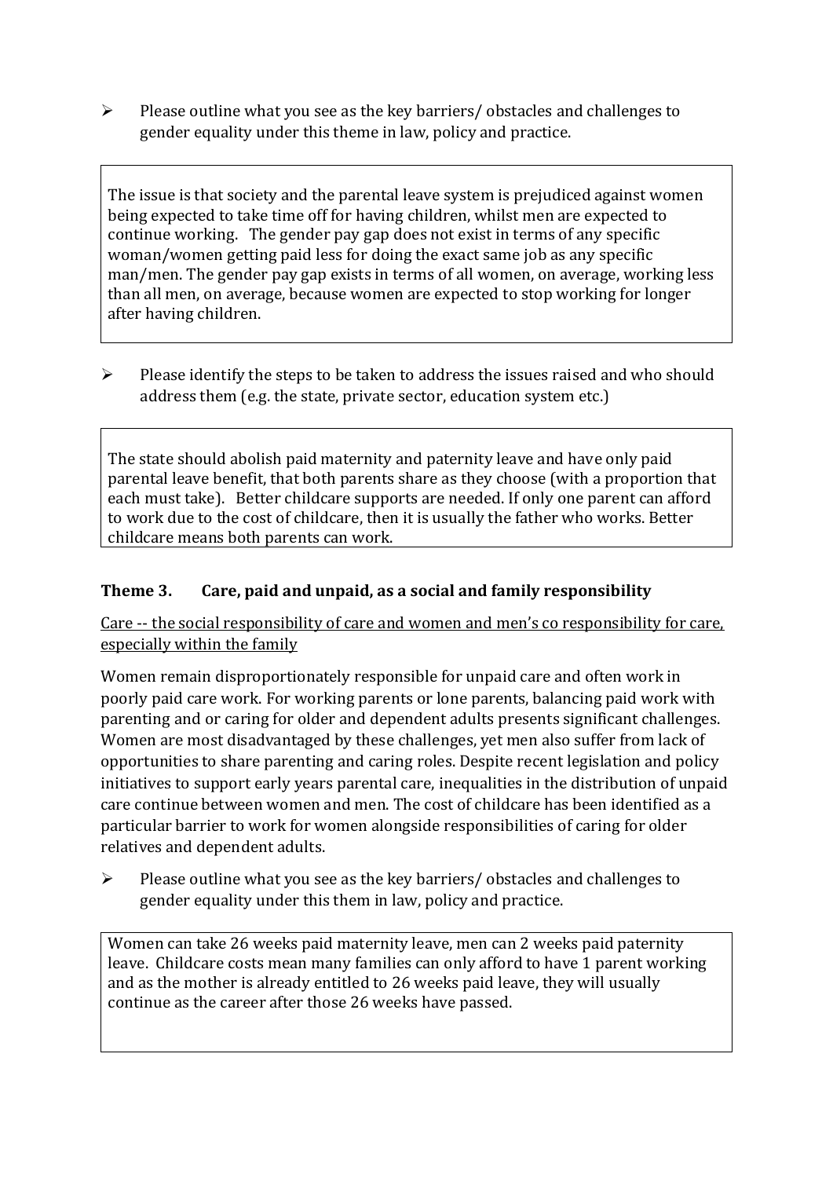- Please outline what you see as the key barriers/ obstacles and challenges to gender equality under this theme in law, policy and practice.

The issue is that society and the parental leave system is prejudiced against women being expected to take time off for having children, whilst men are expected to continue working. The gender pay gap does not exist in terms of any specific woman/women getting paid less for doing the exact same job as any specific man/men. The gender pay gap exists in terms of all women, on average, working less than all men, on average, because women are expected to stop working for longer after having children.

- Please identify the steps to be taken to address the issues raised and who should address them (e.g. the state, private sector, education system etc.)

The state should abolish paid maternity and paternity leave and have only paid parental leave benefit, that both parents share as they choose (with a proportion that each must take). Better childcare supports are needed. If only one parent can afford to work due to the cost of childcare, then it is usually the father who works. Better childcare means both parents can work.

### Theme 3. Care, paid and unpaid, as a social and family responsibility

Care -- the social responsibility of care and women and men's co responsibility for care, especially within the family

Women remain disproportionately responsible for unpaid care and often work in poorly paid care work. For working parents or lone parents, balancing paid work with parenting and or caring for older and dependent adults presents significant challenges. Women are most disadvantaged by these challenges, yet men also suffer from lack of opportunities to share parenting and caring roles. Despite recent legislation and policy initiatives to support early years parental care, inequalities in the distribution of unpaid care continue between women and men. The cost of childcare has been identified as a particular barrier to work for women alongside responsibilities of caring for older relatives and dependent adults.

- Please outline what you see as the key barriers/ obstacles and challenges to gender equality under this them in law, policy and practice.

Women can take 26 weeks paid maternity leave, men can 2 weeks paid paternity leave. Childcare costs mean many families can only afford to have 1 parent working and as the mother is already entitled to 26 weeks paid leave, they will usually continue as the career after those 26 weeks have passed.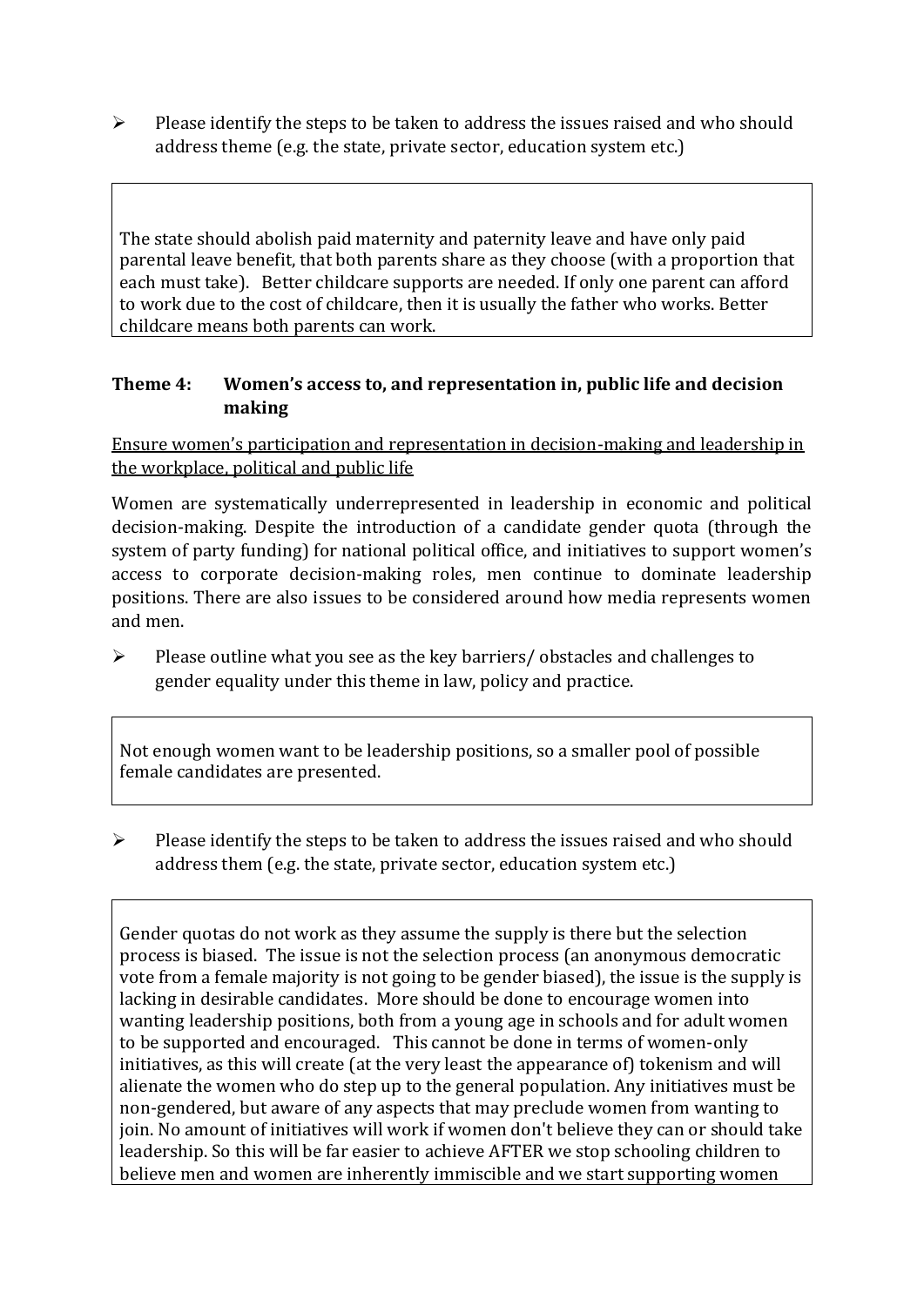- Please identify the steps to be taken to address the issues raised and who should address theme (e.g. the state, private sector, education system etc.)

> The state should abolish paid maternity and paternity leave and have only paid parental leave benefit, that both parents share as they choose (with a proportion that each must take). Better childcare supports are needed. If only one parent can afford to work due to the cost of childcare, then it is usually the father who works. Better childcare means both parents can work.

### Theme 4: Women's access to, and representation in, public life and decision making

<u>Ensure women's participation and representation in decision-making and leadership in the workplace, political and public life</u>

Women are systematically underrepresented in leadership in economic and political decision-making. Despite the introduction of a candidate gender quota (through the system of party funding) for national political office, and initiatives to support women's access to corporate decision-making roles, men continue to dominate leadership positions. There are also issues to be considered around how media represents women and men.

- Please outline what you see as the key barriers/ obstacles and challenges to gender equality under this theme in law, policy and practice.

> Not enough women want to be leadership positions, so a smaller pool of possible female candidates are presented.

- Please identify the steps to be taken to address the issues raised and who should address them (e.g. the state, private sector, education system etc.)

> Gender quotas do not work as they assume the supply is there but the selection process is biased. The issue is not the selection process (an anonymous democratic vote from a female majority is not going to be gender biased), the issue is the supply is lacking in desirable candidates. More should be done to encourage women into wanting leadership positions, both from a young age in schools and for adult women to be supported and encouraged. This cannot be done in terms of women-only initiatives, as this will create (at the very least the appearance of) tokenism and will alienate the women who do step up to the general population. Any initiatives must be non-gendered, but aware of any aspects that may preclude women from wanting to join. No amount of initiatives will work if women don't believe they can or should take leadership. So this will be far easier to achieve AFTER we stop schooling children to believe men and women are inherently immiscible and we start supporting women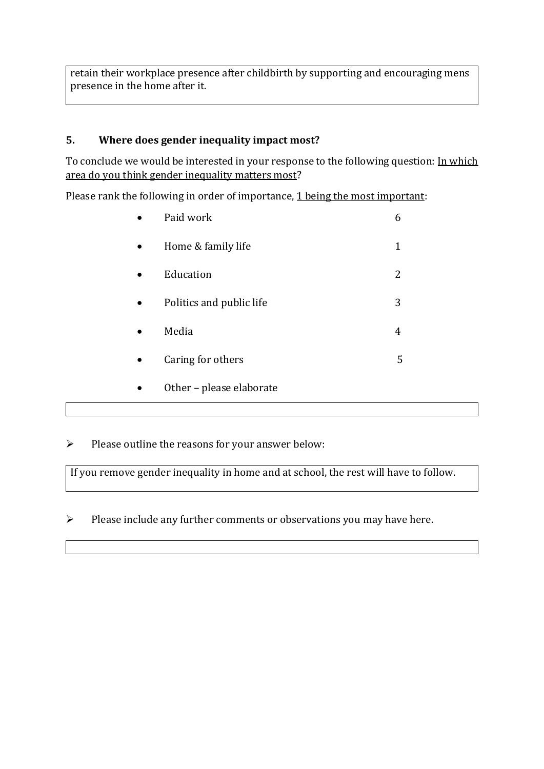retain their workplace presence after childbirth by supporting and encouraging mens presence in the home after it.

## 5. Where does gender inequality impact most?

To conclude we would be interested in your response to the following question: In which area do you think gender inequality matters most?

Please rank the following in order of importance, 1 being the most important:

| | |
|---|---|
| • Paid work | 6 |
| • Home & family life | 1 |
| • Education | 2 |
| • Politics and public life | 3 |
| • Media | 4 |
| • Caring for others | 5 |
| • Other – please elaborate | |

➢ Please outline the reasons for your answer below:

If you remove gender inequality in home and at school, the rest will have to follow.

➢ Please include any further comments or observations you may have here.